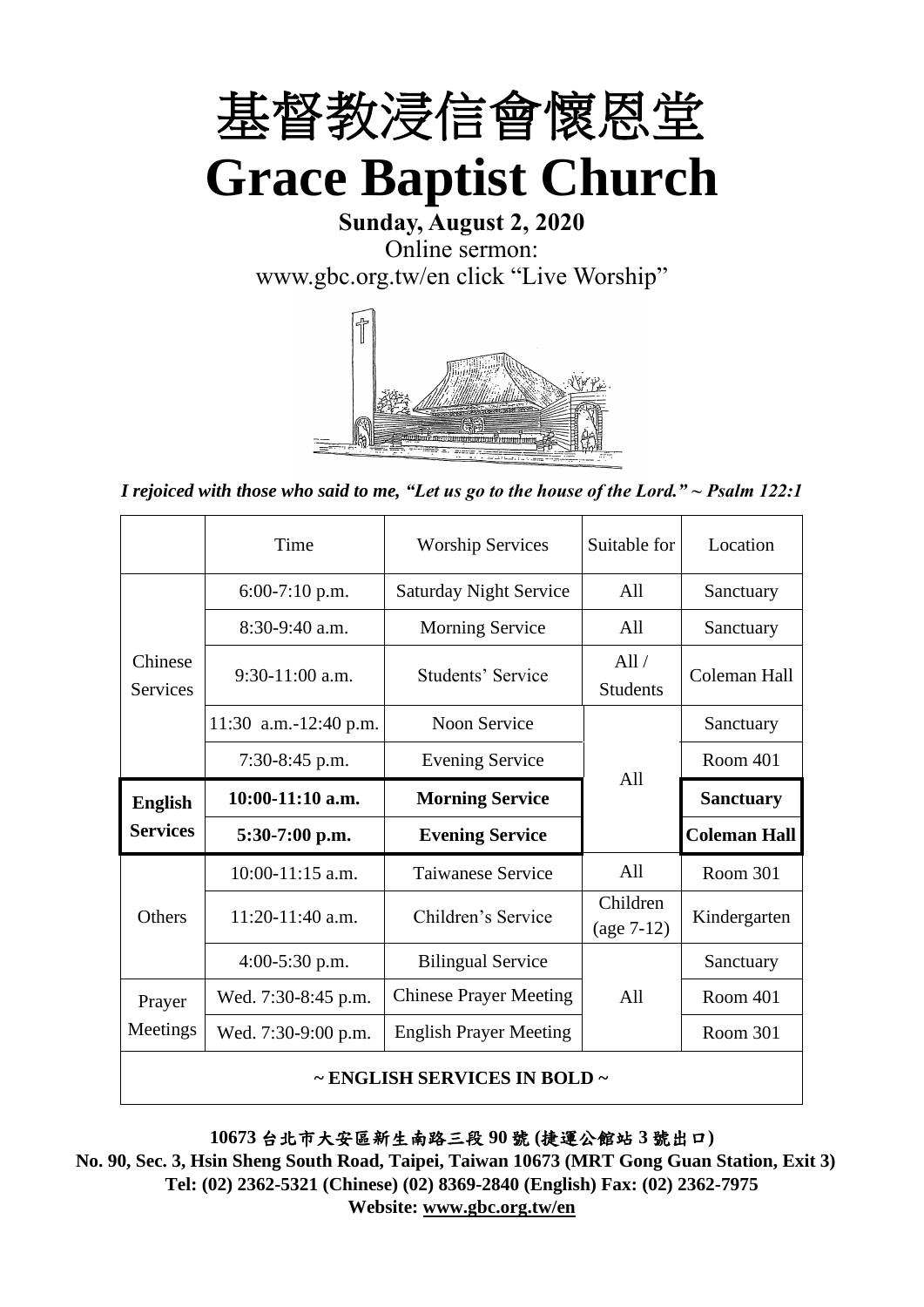# 基督教浸信會懷恩堂
# Grace Baptist Church

**Sunday, August 2, 2020**

Online sermon:

www.gbc.org.tw/en click "Live Worship"

*I rejoiced with those who said to me, "Let us go to the house of the Lord." ~ Psalm 122:1*

| | Time | Worship Services | Suitable for | Location |
|---|---|---|---|---|
| Chinese Services | 6:00-7:10 p.m. | Saturday Night Service | All | Sanctuary |
| | 8:30-9:40 a.m. | Morning Service | All | Sanctuary |
| | 9:30-11:00 a.m. | Students' Service | All / Students | Coleman Hall |
| | 11:30 a.m.-12:40 p.m. | Noon Service | All | Sanctuary |
| | 7:30-8:45 p.m. | Evening Service | | Room 401 |
| **English Services** | **10:00-11:10 a.m.** | **Morning Service** | | **Sanctuary** |
| | **5:30-7:00 p.m.** | **Evening Service** | | **Coleman Hall** |
| Others | 10:00-11:15 a.m. | Taiwanese Service | All | Room 301 |
| | 11:20-11:40 a.m. | Children's Service | Children (age 7-12) | Kindergarten |
| | 4:00-5:30 p.m. | Bilingual Service | All | Sanctuary |
| Prayer Meetings | Wed. 7:30-8:45 p.m. | Chinese Prayer Meeting | | Room 401 |
| | Wed. 7:30-9:00 p.m. | English Prayer Meeting | | Room 301 |

**~ ENGLISH SERVICES IN BOLD ~**

**10673 台北市大安區新生南路三段 90 號 (捷運公館站 3 號出口)**

**No. 90, Sec. 3, Hsin Sheng South Road, Taipei, Taiwan 10673 (MRT Gong Guan Station, Exit 3)**

**Tel: (02) 2362-5321 (Chinese) (02) 8369-2840 (English) Fax: (02) 2362-7975**

**Website: www.gbc.org.tw/en**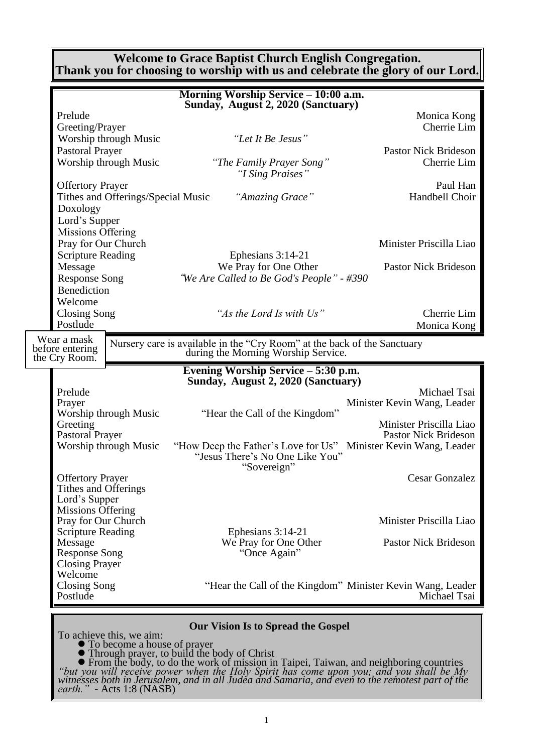**Welcome to Grace Baptist Church English Congregation.**
**Thank you for choosing to worship with us and celebrate the glory of our Lord.**

## Morning Worship Service – 10:00 a.m.
## Sunday, August 2, 2020 (Sanctuary)

| | | |
|---|---|---|
| Prelude | | Monica Kong |
| Greeting/Prayer | | Cherrie Lim |
| Worship through Music | *"Let It Be Jesus"* | |
| Pastoral Prayer | | Pastor Nick Brideson |
| Worship through Music | *"The Family Prayer Song"*<br>*"I Sing Praises"* | Cherrie Lim |
| Offertory Prayer | | Paul Han |
| Tithes and Offerings/Special Music | *"Amazing Grace"* | Handbell Choir |
| Doxology | | |
| Lord's Supper | | |
| Missions Offering | | |
| Pray for Our Church | | Minister Priscilla Liao |
| Scripture Reading | Ephesians 3:14-21 | |
| Message | We Pray for One Other | Pastor Nick Brideson |
| Response Song | *"We Are Called to Be God's People" - #390* | |
| Benediction | | |
| Welcome | | |
| Closing Song | *"As the Lord Is with Us"* | Cherrie Lim |
| Postlude | | Monica Kong |

Wear a mask before entering the Cry Room.

Nursery care is available in the "Cry Room" at the back of the Sanctuary during the Morning Worship Service.

## Evening Worship Service – 5:30 p.m.
## Sunday, August 2, 2020 (Sanctuary)

| | | |
|---|---|---|
| Prelude | | Michael Tsai |
| Prayer | | Minister Kevin Wang, Leader |
| Worship through Music | "Hear the Call of the Kingdom" | |
| Greeting | | Minister Priscilla Liao |
| Pastoral Prayer | | Pastor Nick Brideson |
| Worship through Music | "How Deep the Father's Love for Us"<br>"Jesus There's No One Like You"<br>"Sovereign" | Minister Kevin Wang, Leader |
| Offertory Prayer | | Cesar Gonzalez |
| Tithes and Offerings | | |
| Lord's Supper | | |
| Missions Offering | | |
| Pray for Our Church | | Minister Priscilla Liao |
| Scripture Reading | Ephesians 3:14-21 | |
| Message | We Pray for One Other | Pastor Nick Brideson |
| Response Song | "Once Again" | |
| Closing Prayer | | |
| Welcome | | |
| Closing Song | "Hear the Call of the Kingdom" | Minister Kevin Wang, Leader |
| Postlude | | Michael Tsai |

## Our Vision Is to Spread the Gospel

To achieve this, we aim:

- To become a house of prayer
- Through prayer, to build the body of Christ
- From the body, to do the work of mission in Taipei, Taiwan, and neighboring countries

*"but you will receive power when the Holy Spirit has come upon you; and you shall be My witnesses both in Jerusalem, and in all Judea and Samaria, and even to the remotest part of the earth."* - Acts 1:8 (NASB)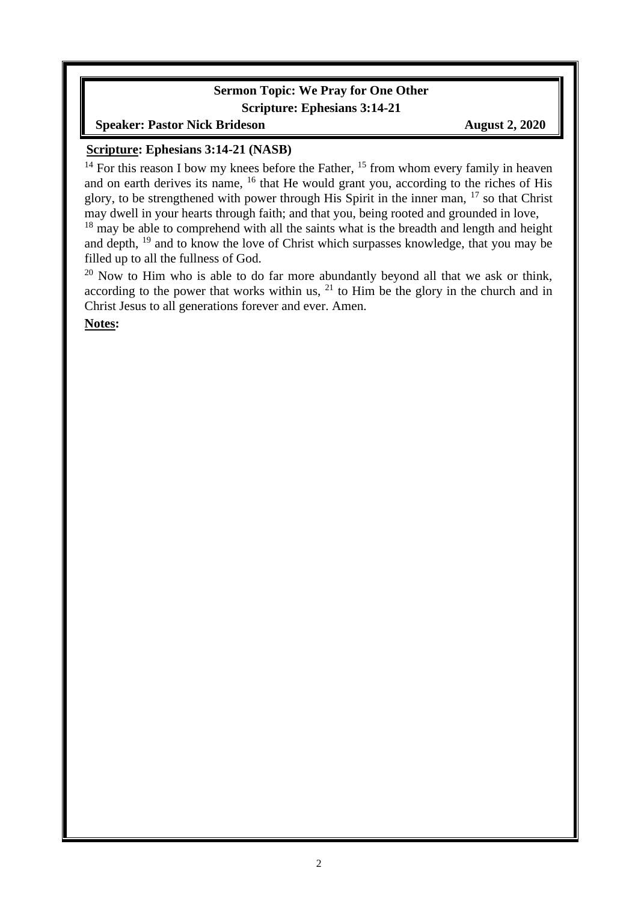**Sermon Topic: We Pray for One Other**

**Scripture: Ephesians 3:14-21**

**Speaker: Pastor Nick Brideson** **August 2, 2020**

**Scripture: Ephesians 3:14-21 (NASB)**

[14] For this reason I bow my knees before the Father, [15] from whom every family in heaven and on earth derives its name, [16] that He would grant you, according to the riches of His glory, to be strengthened with power through His Spirit in the inner man, [17] so that Christ may dwell in your hearts through faith; and that you, being rooted and grounded in love,
[18] may be able to comprehend with all the saints what is the breadth and length and height and depth, [19] and to know the love of Christ which surpasses knowledge, that you may be filled up to all the fullness of God.

[20] Now to Him who is able to do far more abundantly beyond all that we ask or think, according to the power that works within us, [21] to Him be the glory in the church and in Christ Jesus to all generations forever and ever. Amen.

**Notes:**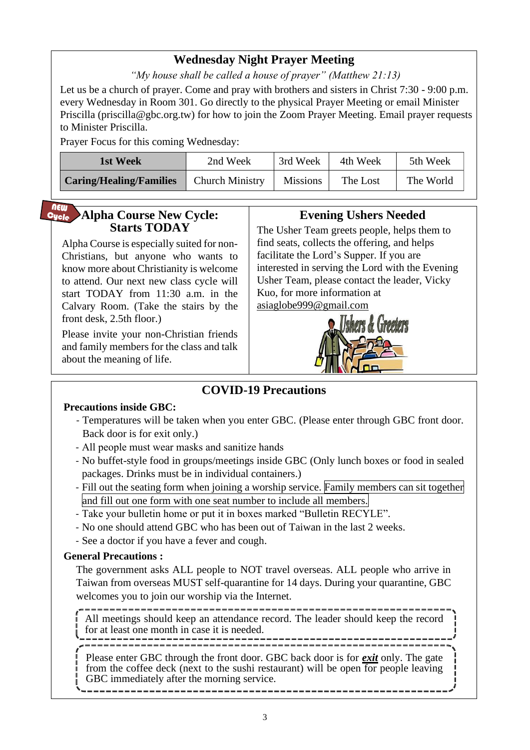## Wednesday Night Prayer Meeting

*"My house shall be called a house of prayer" (Matthew 21:13)*

Let us be a church of prayer. Come and pray with brothers and sisters in Christ 7:30 - 9:00 p.m. every Wednesday in Room 301. Go directly to the physical Prayer Meeting or email Minister Priscilla (priscilla@gbc.org.tw) for how to join the Zoom Prayer Meeting. Email prayer requests to Minister Priscilla.

Prayer Focus for this coming Wednesday:

| **1st Week** | 2nd Week | 3rd Week | 4th Week | 5th Week |
|---|---|---|---|---|
| **Caring/Healing/Families** | Church Ministry | Missions | The Lost | The World |

## Alpha Course New Cycle: Starts TODAY

New Cycle

Alpha Course is especially suited for non-Christians, but anyone who wants to know more about Christianity is welcome to attend. Our next new class cycle will start TODAY from 11:30 a.m. in the Calvary Room. (Take the stairs by the front desk, 2.5th floor.)

Please invite your non-Christian friends and family members for the class and talk about the meaning of life.

## Evening Ushers Needed

The Usher Team greets people, helps them to find seats, collects the offering, and helps facilitate the Lord's Supper. If you are interested in serving the Lord with the Evening Usher Team, please contact the leader, Vicky Kuo, for more information at asiaglobe999@gmail.com

Ushers & Greeters

## COVID-19 Precautions

**Precautions inside GBC:**

- Temperatures will be taken when you enter GBC. (Please enter through GBC front door. Back door is for exit only.)
- All people must wear masks and sanitize hands
- No buffet-style food in groups/meetings inside GBC (Only lunch boxes or food in sealed packages. Drinks must be in individual containers.)
- Fill out the seating form when joining a worship service. Family members can sit together and fill out one form with one seat number to include all members.
- Take your bulletin home or put it in boxes marked "Bulletin RECYLE".
- No one should attend GBC who has been out of Taiwan in the last 2 weeks.
- See a doctor if you have a fever and cough.

**General Precautions :**

The government asks ALL people to NOT travel overseas. ALL people who arrive in Taiwan from overseas MUST self-quarantine for 14 days. During your quarantine, GBC welcomes you to join our worship via the Internet.

All meetings should keep an attendance record. The leader should keep the record for at least one month in case it is needed.

Please enter GBC through the front door. GBC back door is for ***exit*** only. The gate from the coffee deck (next to the sushi restaurant) will be open for people leaving GBC immediately after the morning service.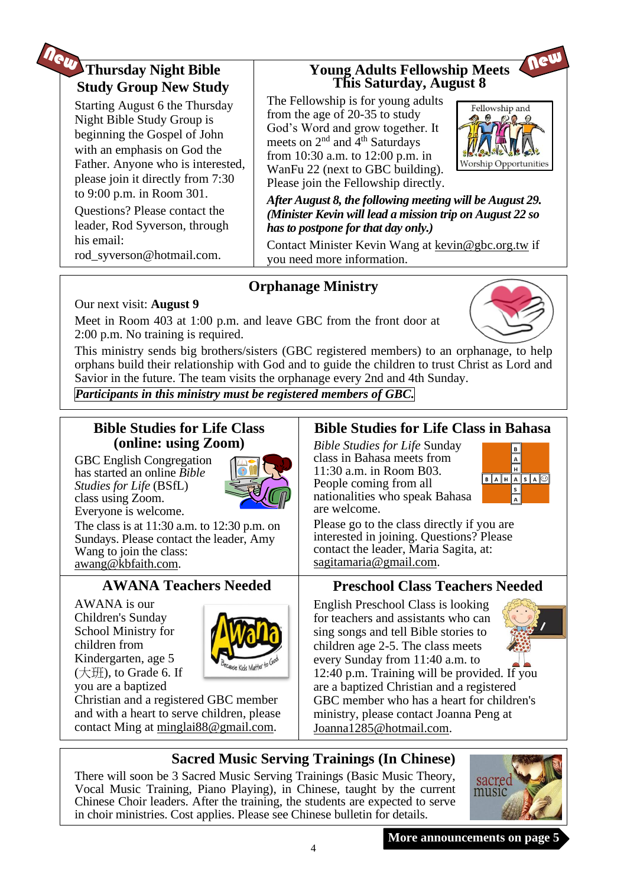## Thursday Night Bible Study Group New Study

Starting August 6 the Thursday Night Bible Study Group is beginning the Gospel of John with an emphasis on God the Father. Anyone who is interested, please join it directly from 7:30 to 9:00 p.m. in Room 301.

Questions? Please contact the leader, Rod Syverson, through his email: rod_syverson@hotmail.com.

## Young Adults Fellowship Meets This Saturday, August 8

The Fellowship is for young adults from the age of 20-35 to study God's Word and grow together. It meets on 2nd and 4th Saturdays from 10:30 a.m. to 12:00 p.m. in WanFu 22 (next to GBC building). Please join the Fellowship directly.

***After August 8, the following meeting will be August 29. (Minister Kevin will lead a mission trip on August 22 so has to postpone for that day only.)***

Contact Minister Kevin Wang at kevin@gbc.org.tw if you need more information.

## Orphanage Ministry

Our next visit: **August 9**

Meet in Room 403 at 1:00 p.m. and leave GBC from the front door at 2:00 p.m. No training is required.

This ministry sends big brothers/sisters (GBC registered members) to an orphanage, to help orphans build their relationship with God and to guide the children to trust Christ as Lord and Savior in the future. The team visits the orphanage every 2nd and 4th Sunday.

***Participants in this ministry must be registered members of GBC.***

## Bible Studies for Life Class (online: using Zoom)

GBC English Congregation has started an online *Bible Studies for Life* (BSfL) class using Zoom. Everyone is welcome.

The class is at 11:30 a.m. to 12:30 p.m. on Sundays. Please contact the leader, Amy Wang to join the class: awang@kbfaith.com.

## Bible Studies for Life Class in Bahasa

*Bible Studies for Life* Sunday class in Bahasa meets from 11:30 a.m. in Room B03. People coming from all nationalities who speak Bahasa are welcome.

Please go to the class directly if you are interested in joining. Questions? Please contact the leader, Maria Sagita, at: sagitamaria@gmail.com.

## AWANA Teachers Needed

AWANA is our Children's Sunday School Ministry for children from Kindergarten, age 5 (大班), to Grade 6. If you are a baptized Christian and a registered GBC member and with a heart to serve children, please contact Ming at minglai88@gmail.com.

## Preschool Class Teachers Needed

English Preschool Class is looking for teachers and assistants who can sing songs and tell Bible stories to children age 2-5. The class meets every Sunday from 11:40 a.m. to 12:40 p.m. Training will be provided. If you are a baptized Christian and a registered GBC member who has a heart for children's ministry, please contact Joanna Peng at Joanna1285@hotmail.com.

## Sacred Music Serving Trainings (In Chinese)

There will soon be 3 Sacred Music Serving Trainings (Basic Music Theory, Vocal Music Training, Piano Playing), in Chinese, taught by the current Chinese Choir leaders. After the training, the students are expected to serve in choir ministries. Cost applies. Please see Chinese bulletin for details.

**More announcements on page 5**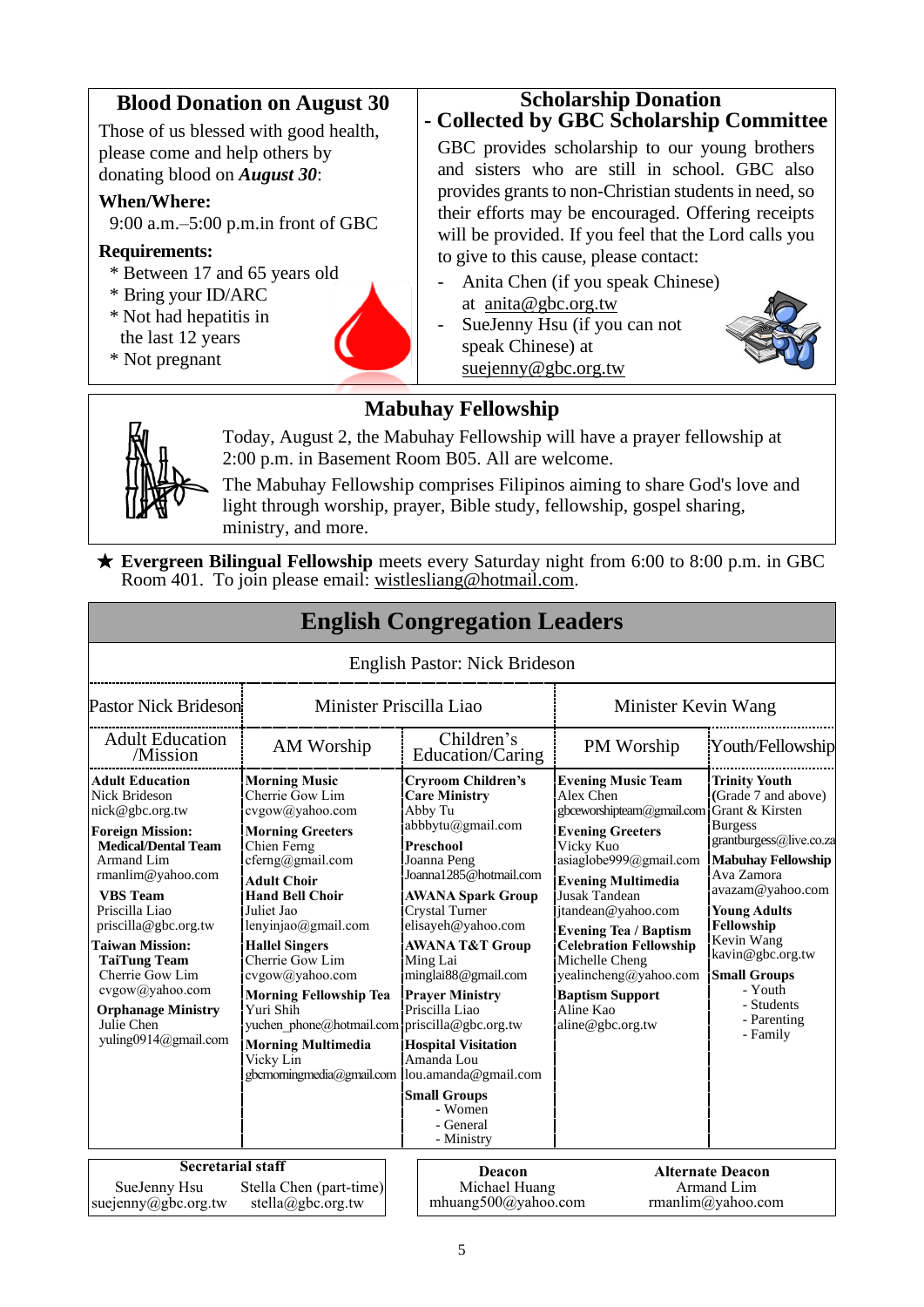## Blood Donation on August 30

Those of us blessed with good health, please come and help others by donating blood on ***August 30***:

**When/Where:**

9:00 a.m.–5:00 p.m.in front of GBC

**Requirements:**

* Between 17 and 65 years old
* Bring your ID/ARC
* Not had hepatitis in the last 12 years
* Not pregnant

## Scholarship Donation - Collected by GBC Scholarship Committee

GBC provides scholarship to our young brothers and sisters who are still in school. GBC also provides grants to non-Christian students in need, so their efforts may be encouraged. Offering receipts will be provided. If you feel that the Lord calls you to give to this cause, please contact:

- Anita Chen (if you speak Chinese) at anita@gbc.org.tw
- SueJenny Hsu (if you can not speak Chinese) at suejenny@gbc.org.tw

## Mabuhay Fellowship

Today, August 2, the Mabuhay Fellowship will have a prayer fellowship at 2:00 p.m. in Basement Room B05. All are welcome.

The Mabuhay Fellowship comprises Filipinos aiming to share God's love and light through worship, prayer, Bible study, fellowship, gospel sharing, ministry, and more.

★ **Evergreen Bilingual Fellowship** meets every Saturday night from 6:00 to 8:00 p.m. in GBC Room 401. To join please email: wistlesliang@hotmail.com.

## English Congregation Leaders

English Pastor: Nick Brideson

| Pastor Nick Brideson | Minister Priscilla Liao | | Minister Kevin Wang | |
|---|---|---|---|---|
| Adult Education /Mission | AM Worship | Children's Education/Caring | PM Worship | Youth/Fellowship |
| **Adult Education** Nick Brideson nick@gbc.org.tw | **Morning Music** Cherrie Gow Lim cvgow@yahoo.com | **Cryroom Children's Care Ministry** Abby Tu abbbytu@gmail.com | **Evening Music Team** Alex Chen gbceworshipteam@gmail.com | **Trinity Youth** (Grade 7 and above) Grant & Kirsten Burgess grantburgess@live.co.za |
| **Foreign Mission:** **Medical/Dental Team** Armand Lim rmanlim@yahoo.com | **Morning Greeters** Chien Ferng cferng@gmail.com | **Preschool** Joanna Peng Joanna1285@hotmail.com | **Evening Greeters** Vicky Kuo asiaglobe999@gmail.com | **Mabuhay Fellowship** Ava Zamora avazam@yahoo.com |
| **VBS Team** Priscilla Liao priscilla@gbc.org.tw | **Adult Choir** **Hand Bell Choir** Juliet Jao lenyinjao@gmail.com | **AWANA Spark Group** Crystal Turner elisayeh@yahoo.com | **Evening Multimedia** Jusak Tandean jtandean@yahoo.com | **Young Adults Fellowship** Kevin Wang kavin@gbc.org.tw |
| **Taiwan Mission:** **TaiTung Team** Cherrie Gow Lim cvgow@yahoo.com | **Hallel Singers** Cherrie Gow Lim cvgow@yahoo.com | **AWANA T&T Group** Ming Lai minglai88@gmail.com | **Evening Tea / Baptism Celebration Fellowship** Michelle Cheng yealincheng@yahoo.com | **Small Groups** - Youth - Students - Parenting - Family |
| **Orphanage Ministry** Julie Chen yuling0914@gmail.com | **Morning Fellowship Tea** Yuri Shih yuchen_phone@hotmail.com | **Prayer Ministry** Priscilla Liao priscilla@gbc.org.tw | **Baptism Support** Aline Kao aline@gbc.org.tw | |
| | **Morning Multimedia** Vicky Lin gbcmorningmedia@gmail.com | **Hospital Visitation** Amanda Lou lou.amanda@gmail.com | | |
| | | **Small Groups** - Women - General - Ministry | | |

| Secretarial staff | |
|---|---|
| SueJenny Hsu suejenny@gbc.org.tw | Stella Chen (part-time) stella@gbc.org.tw |

| Deacon | Alternate Deacon |
|---|---|
| Michael Huang mhuang500@yahoo.com | Armand Lim rmanlim@yahoo.com |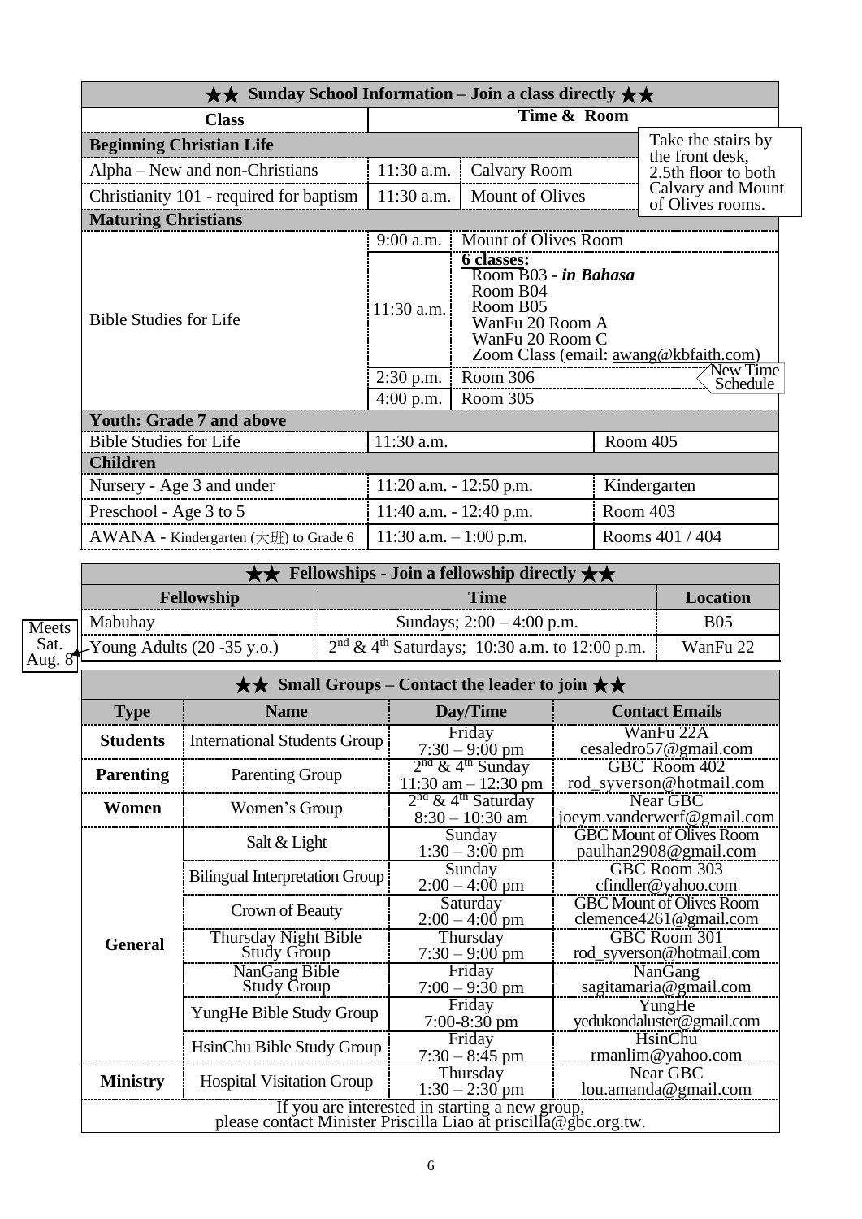## ★★ Sunday School Information – Join a class directly ★★

| Class | Time & Room | | |
|---|---|---|---|
| **Beginning Christian Life** | | | |
| Alpha – New and non-Christians | 11:30 a.m. | Calvary Room | Take the stairs by the front desk, 2.5th floor to both Calvary and Mount of Olives rooms. |
| Christianity 101 - required for baptism | 11:30 a.m. | Mount of Olives | |
| **Maturing Christians** | | | |
| Bible Studies for Life | 9:00 a.m. | Mount of Olives Room | |
| | 11:30 a.m. | **6 classes:** Room B03 - ***in Bahasa*** Room B04 Room B05 WanFu 20 Room A WanFu 20 Room C Zoom Class (email: awang@kbfaith.com) | |
| | 2:30 p.m. | Room 306 | New Time Schedule |
| | 4:00 p.m. | Room 305 | |
| **Youth: Grade 7 and above** | | | |
| Bible Studies for Life | 11:30 a.m. | | Room 405 |
| **Children** | | | |
| Nursery - Age 3 and under | 11:20 a.m. - 12:50 p.m. | | Kindergarten |
| Preschool - Age 3 to 5 | 11:40 a.m. - 12:40 p.m. | | Room 403 |
| AWANA - Kindergarten (大班) to Grade 6 | 11:30 a.m. – 1:00 p.m. | | Rooms 401 / 404 |

## ★★ Fellowships - Join a fellowship directly ★★

| Fellowship | Time | Location |
|---|---|---|
| Mabuhay | Sundays; 2:00 – 4:00 p.m. | B05 |
| Young Adults (20 -35 y.o.) (Meets Sat. Aug. 8) | 2nd & 4th Saturdays; 10:30 a.m. to 12:00 p.m. | WanFu 22 |

## ★★ Small Groups – Contact the leader to join ★★

| Type | Name | Day/Time | Contact Emails |
|---|---|---|---|
| **Students** | International Students Group | Friday 7:30 – 9:00 pm | WanFu 22A cesaledro57@gmail.com |
| **Parenting** | Parenting Group | 2nd & 4th Sunday 11:30 am – 12:30 pm | GBC Room 402 rod_syverson@hotmail.com |
| **Women** | Women's Group | 2nd & 4th Saturday 8:30 – 10:30 am | Near GBC joeym.vanderwerf@gmail.com |
| **General** | Salt & Light | Sunday 1:30 – 3:00 pm | GBC Mount of Olives Room paulhan2908@gmail.com |
| | Bilingual Interpretation Group | Sunday 2:00 – 4:00 pm | GBC Room 303 cfindler@yahoo.com |
| | Crown of Beauty | Saturday 2:00 – 4:00 pm | GBC Mount of Olives Room clemence4261@gmail.com |
| | Thursday Night Bible Study Group | Thursday 7:30 – 9:00 pm | GBC Room 301 rod_syverson@hotmail.com |
| | NanGang Bible Study Group | Friday 7:00 – 9:30 pm | NanGang sagitamaria@gmail.com |
| | YungHe Bible Study Group | Friday 7:00-8:30 pm | YungHe yedukondaluster@gmail.com |
| | HsinChu Bible Study Group | Friday 7:30 – 8:45 pm | HsinChu rmanlim@yahoo.com |
| **Ministry** | Hospital Visitation Group | Thursday 1:30 – 2:30 pm | Near GBC lou.amanda@gmail.com |

If you are interested in starting a new group, please contact Minister Priscilla Liao at priscilla@gbc.org.tw.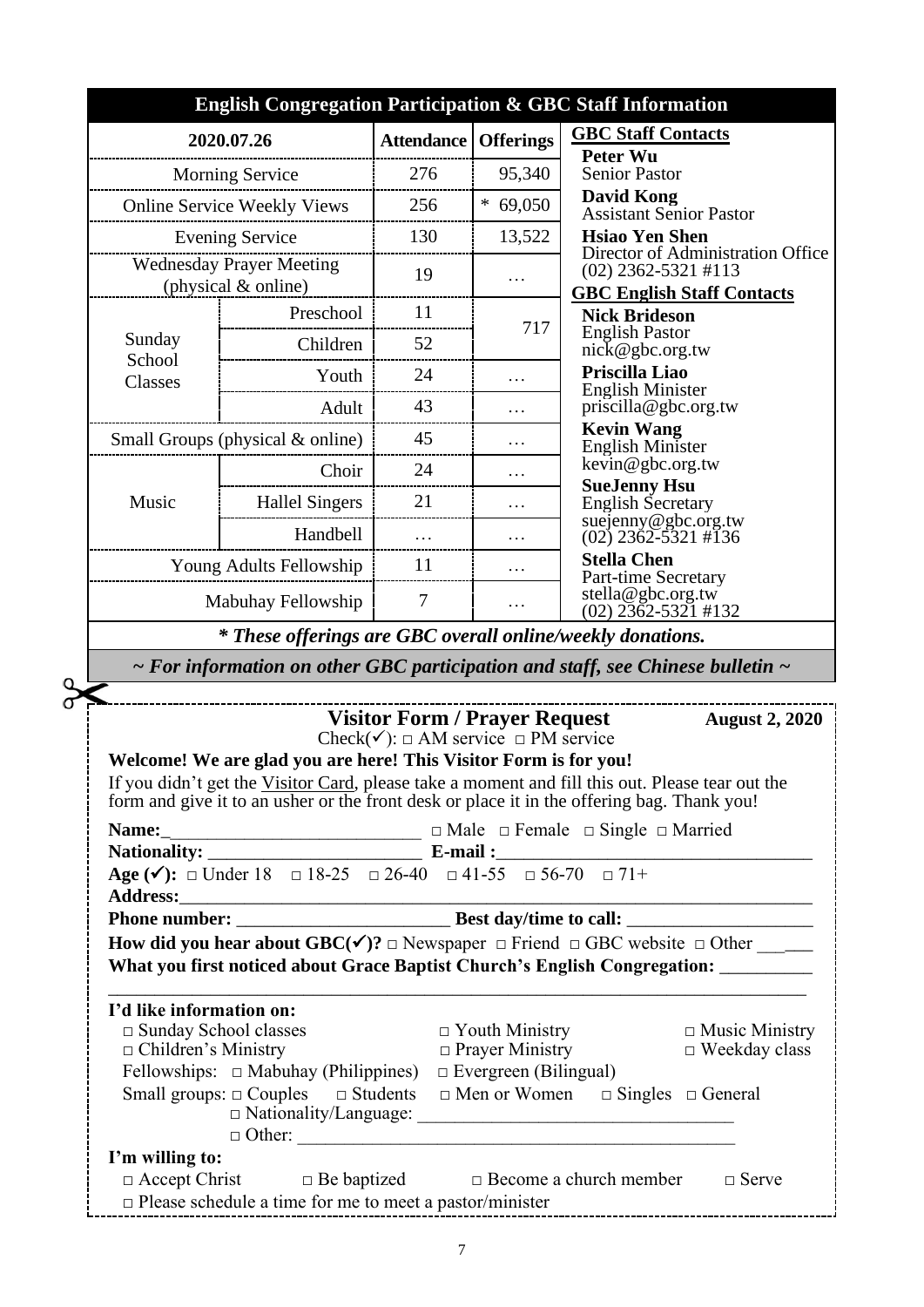## English Congregation Participation & GBC Staff Information

| 2020.07.26 | | Attendance | Offerings |
|---|---|---|---|
| Morning Service | | 276 | 95,340 |
| Online Service Weekly Views | | 256 | * 69,050 |
| Evening Service | | 130 | 13,522 |
| Wednesday Prayer Meeting (physical & online) | | 19 | … |
| Sunday School Classes | Preschool | 11 | 717 |
| | Children | 52 | |
| | Youth | 24 | … |
| | Adult | 43 | … |
| Small Groups (physical & online) | | 45 | … |
| Music | Choir | 24 | … |
| | Hallel Singers | 21 | … |
| | Handbell | … | … |
| Young Adults Fellowship | | 11 | … |
| Mabuhay Fellowship | | 7 | … |

**GBC Staff Contacts**

**Peter Wu**
Senior Pastor

**David Kong**
Assistant Senior Pastor

**Hsiao Yen Shen**
Director of Administration Office
(02) 2362-5321 #113

**GBC English Staff Contacts**

**Nick Brideson**
English Pastor
nick@gbc.org.tw

**Priscilla Liao**
English Minister
priscilla@gbc.org.tw

**Kevin Wang**
English Minister
kevin@gbc.org.tw

**SueJenny Hsu**
English Secretary
suejenny@gbc.org.tw
(02) 2362-5321 #136

**Stella Chen**
Part-time Secretary
stella@gbc.org.tw
(02) 2362-5321 #132

***\* These offerings are GBC overall online/weekly donations.***

***~ For information on other GBC participation and staff, see Chinese bulletin ~***

---

### Visitor Form / Prayer Request — August 2, 2020

Check(✓): □ AM service □ PM service

**Welcome! We are glad you are here! This Visitor Form is for you!**

If you didn't get the Visitor Card, please take a moment and fill this out. Please tear out the form and give it to an usher or the front desk or place it in the offering bag. Thank you!

**Name:**\_\_\_\_\_\_\_\_\_\_\_\_\_\_\_\_\_\_\_\_\_\_\_\_\_\_\_\_ □ Male □ Female □ Single □ Married

**Nationality:** \_\_\_\_\_\_\_\_\_\_\_\_\_\_\_\_\_\_\_\_\_\_\_\_ **E-mail :**\_\_\_\_\_\_\_\_\_\_\_\_\_\_\_\_\_\_\_\_\_\_\_\_\_\_\_\_\_\_\_\_\_

**Age (✓):** □ Under 18 □ 18-25 □ 26-40 □ 41-55 □ 56-70 □ 71+

**Address:**\_\_\_\_\_\_\_\_\_\_\_\_\_\_\_\_\_\_\_\_\_\_\_\_\_\_\_\_\_\_\_\_\_\_\_\_\_\_\_\_\_\_\_\_\_\_\_\_\_\_\_\_\_\_\_\_\_\_\_\_\_\_\_\_\_\_

**Phone number:** \_\_\_\_\_\_\_\_\_\_\_\_\_\_\_\_\_\_\_\_\_\_\_ **Best day/time to call:** \_\_\_\_\_\_\_\_\_\_\_\_\_\_\_\_\_\_\_\_

**How did you hear about GBC(✓)?** □ Newspaper □ Friend □ GBC website □ Other \_\_\_\_\_\_

**What you first noticed about Grace Baptist Church's English Congregation:** \_\_\_\_\_\_\_\_\_\_

\_\_\_\_\_\_\_\_\_\_\_\_\_\_\_\_\_\_\_\_\_\_\_\_\_\_\_\_\_\_\_\_\_\_\_\_\_\_\_\_\_\_\_\_\_\_\_\_\_\_\_\_\_\_\_\_\_\_\_\_\_\_\_\_\_\_\_\_\_\_\_\_\_\_\_\_

**I'd like information on:**

□ Sunday School classes □ Youth Ministry □ Music Ministry
□ Children's Ministry □ Prayer Ministry □ Weekday class
Fellowships: □ Mabuhay (Philippines) □ Evergreen (Bilingual)
Small groups: □ Couples □ Students □ Men or Women □ Singles □ General
□ Nationality/Language: \_\_\_\_\_\_\_\_\_\_\_\_\_\_\_\_\_\_\_\_\_\_\_\_\_\_\_\_\_\_\_\_\_\_\_\_
□ Other: \_\_\_\_\_\_\_\_\_\_\_\_\_\_\_\_\_\_\_\_\_\_\_\_\_\_\_\_\_\_\_\_\_\_\_\_\_\_\_\_\_\_\_\_\_\_\_\_

**I'm willing to:**

□ Accept Christ □ Be baptized □ Become a church member □ Serve
□ Please schedule a time for me to meet a pastor/minister